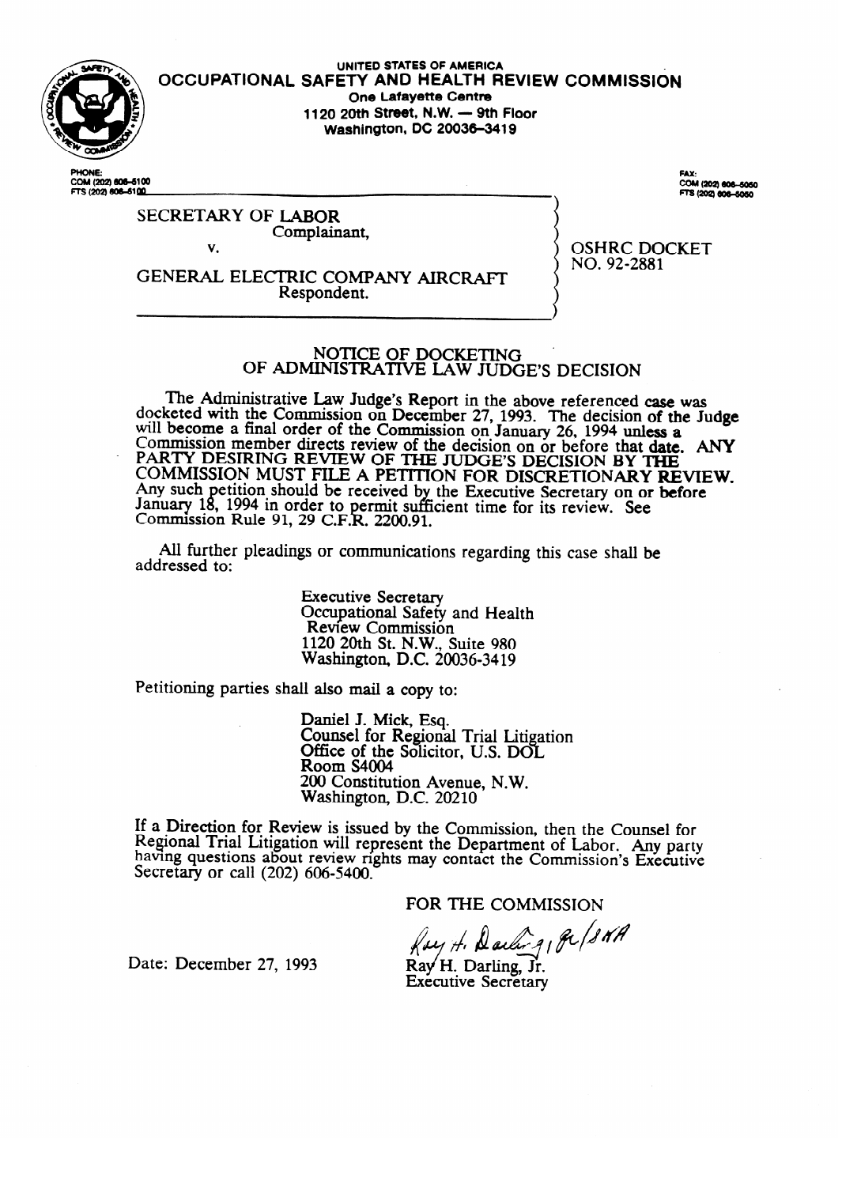UNITED STATES OF AMERICA

# OCCUPATIONAL SAFETY AND HEALTH REVIEW COMMISSION

One Lafayette Centre
1120 20th Street, N.W. — 9th Floor
Washington, DC 20036-3419

PHONE:
COM (202) 606-5100
FTS (202) 606-5100

FAX:
COM (202) 606-5050
FTS (202) 606-5050

SECRETARY OF LABOR
Complainant,

v.

GENERAL ELECTRIC COMPANY AIRCRAFT
Respondent.

OSHRC DOCKET
NO. 92-2881

## NOTICE OF DOCKETING OF ADMINISTRATIVE LAW JUDGE'S DECISION

The Administrative Law Judge's Report in the above referenced case was docketed with the Commission on December 27, 1993. The decision of the Judge will become a final order of the Commission on January 26, 1994 unless a Commission member directs review of the decision on or before that date. ANY PARTY DESIRING REVIEW OF THE JUDGE'S DECISION BY THE COMMISSION MUST FILE A PETITION FOR DISCRETIONARY REVIEW. Any such petition should be received by the Executive Secretary on or before January 18, 1994 in order to permit sufficient time for its review. See Commission Rule 91, 29 C.F.R. 2200.91.

All further pleadings or communications regarding this case shall be addressed to:

Executive Secretary
Occupational Safety and Health Review Commission
1120 20th St. N.W., Suite 980
Washington, D.C. 20036-3419

Petitioning parties shall also mail a copy to:

Daniel J. Mick, Esq.
Counsel for Regional Trial Litigation
Office of the Solicitor, U.S. DOL
Room S4004
200 Constitution Avenue, N.W.
Washington, D.C. 20210

If a Direction for Review is issued by the Commission, then the Counsel for Regional Trial Litigation will represent the Department of Labor. Any party having questions about review rights may contact the Commission's Executive Secretary or call (202) 606-5400.

FOR THE COMMISSION

Ray H. Darling, Jr. /SKA

Ray H. Darling, Jr.
Executive Secretary

Date: December 27, 1993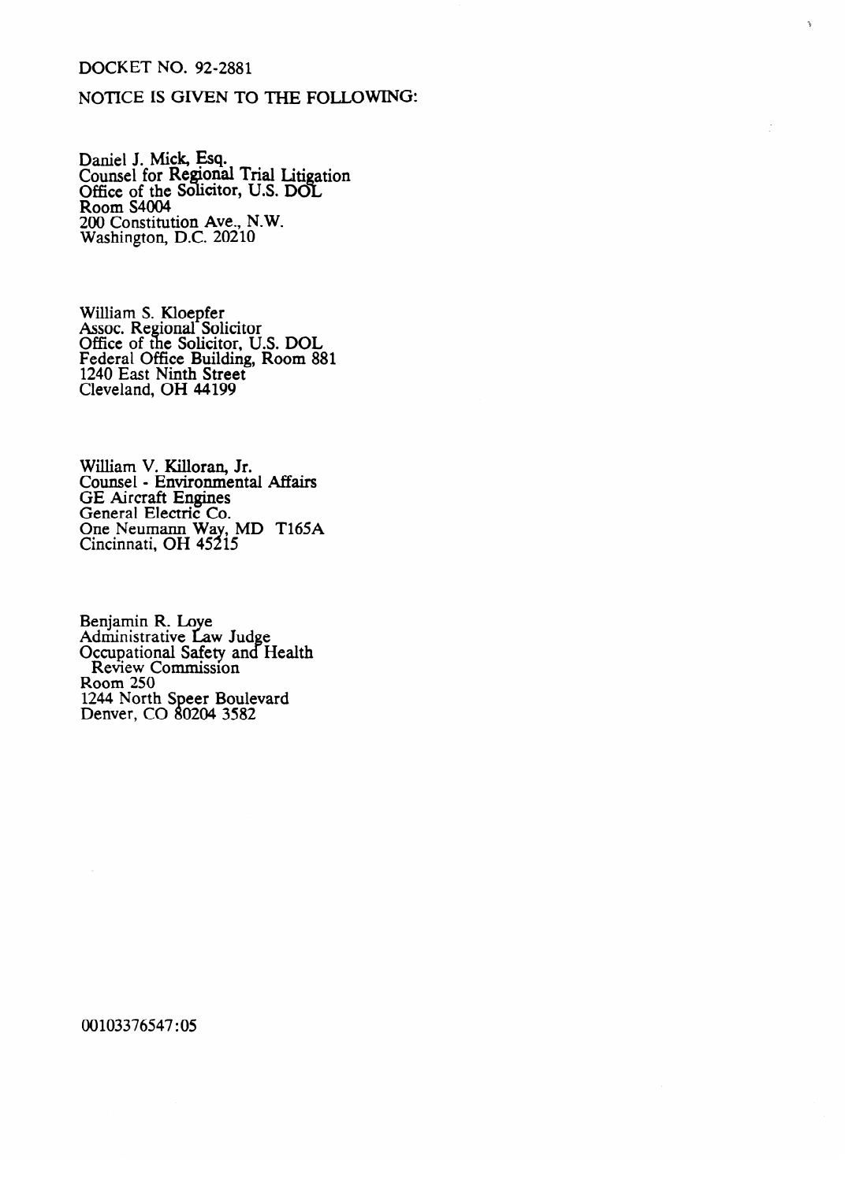DOCKET NO. 92-2881

NOTICE IS GIVEN TO THE FOLLOWING:

Daniel J. Mick, Esq.
Counsel for Regional Trial Litigation
Office of the Solicitor, U.S. DOL
Room S4004
200 Constitution Ave., N.W.
Washington, D.C. 20210

William S. Kloepfer
Assoc. Regional Solicitor
Office of the Solicitor, U.S. DOL
Federal Office Building, Room 881
1240 East Ninth Street
Cleveland, OH 44199

William V. Killoran, Jr.
Counsel - Environmental Affairs
GE Aircraft Engines
General Electric Co.
One Neumann Way, MD T165A
Cincinnati, OH 45215

Benjamin R. Loye
Administrative Law Judge
Occupational Safety and Health
Review Commission
Room 250
1244 North Speer Boulevard
Denver, CO 80204 3582

00103376547:05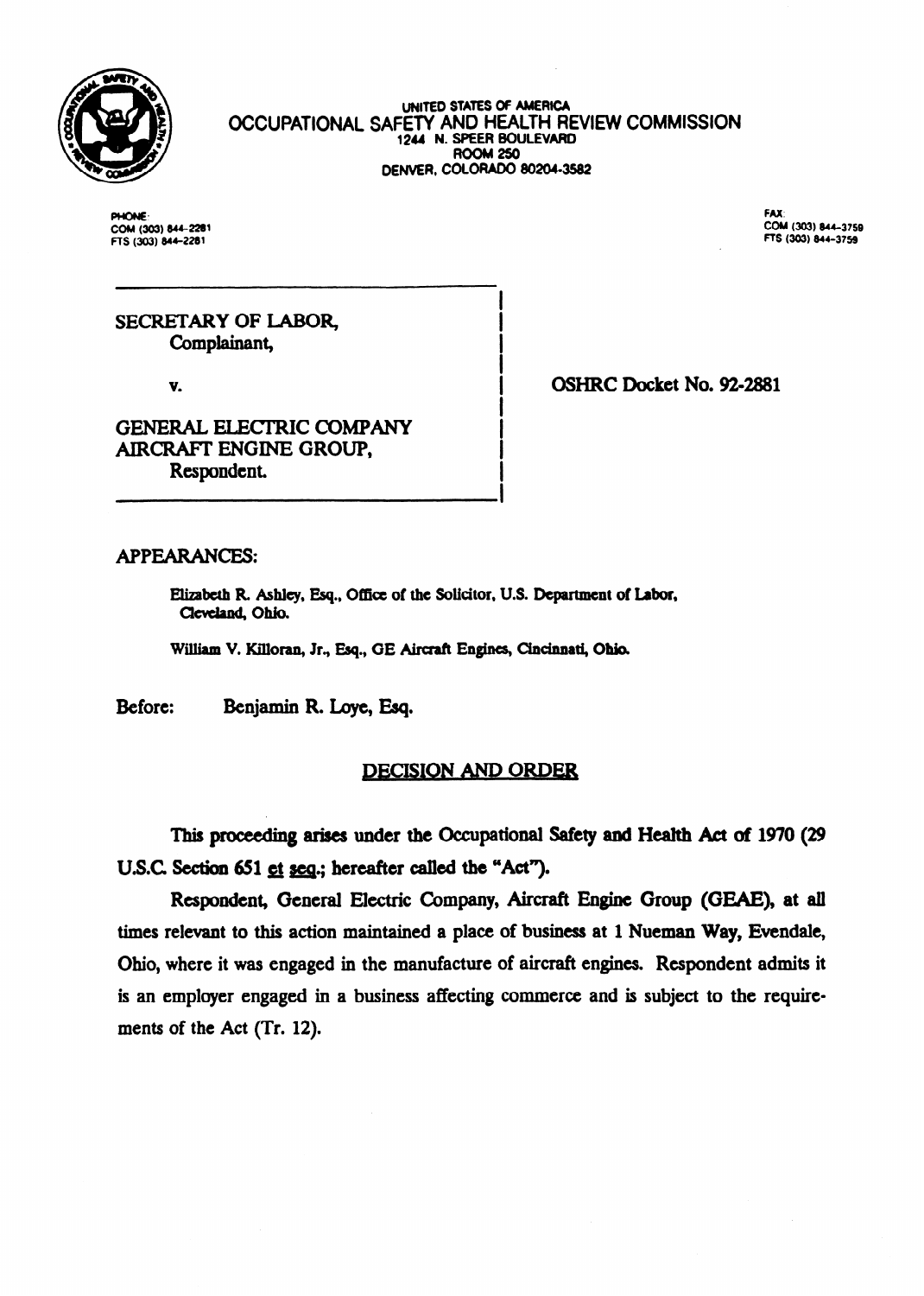UNITED STATES OF AMERICA
OCCUPATIONAL SAFETY AND HEALTH REVIEW COMMISSION
1244 N. SPEER BOULEVARD
ROOM 250
DENVER, COLORADO 80204-3582

PHONE:
COM (303) 844-2281
FTS (303) 844-2281

FAX:
COM (303) 844-3759
FTS (303) 844-3759

SECRETARY OF LABOR,
Complainant,

v.

GENERAL ELECTRIC COMPANY
AIRCRAFT ENGINE GROUP,
Respondent.

OSHRC Docket No. 92-2881

APPEARANCES:

Elizabeth R. Ashley, Esq., Office of the Solicitor, U.S. Department of Labor, Cleveland, Ohio.

William V. Killoran, Jr., Esq., GE Aircraft Engines, Cincinnati, Ohio.

Before: Benjamin R. Loye, Esq.

## DECISION AND ORDER

This proceeding arises under the Occupational Safety and Health Act of 1970 (29 U.S.C. Section 651 et seq.; hereafter called the "Act").

Respondent, General Electric Company, Aircraft Engine Group (GEAE), at all times relevant to this action maintained a place of business at 1 Nueman Way, Evendale, Ohio, where it was engaged in the manufacture of aircraft engines. Respondent admits it is an employer engaged in a business affecting commerce and is subject to the requirements of the Act (Tr. 12).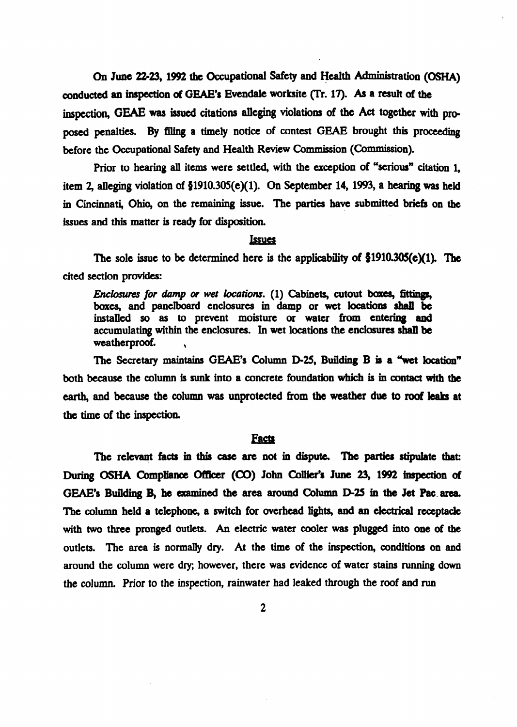On June 22-23, 1992 the Occupational Safety and Health Administration (OSHA) conducted an inspection of GEAE's Evendale worksite (Tr. 17). As a result of the inspection, GEAE was issued citations alleging violations of the Act together with proposed penalties. By filing a timely notice of contest GEAE brought this proceeding before the Occupational Safety and Health Review Commission (Commission).

Prior to hearing all items were settled, with the exception of "serious" citation 1, item 2, alleging violation of §1910.305(e)(1). On September 14, 1993, a hearing was held in Cincinnati, Ohio, on the remaining issue. The parties have submitted briefs on the issues and this matter is ready for disposition.

## Issues

The sole issue to be determined here is the applicability of §1910.305(e)(1). The cited section provides:

> *Enclosures for damp or wet locations.* (1) Cabinets, cutout boxes, fittings, boxes, and panelboard enclosures in damp or wet locations shall be installed so as to prevent moisture or water from entering and accumulating within the enclosures. In wet locations the enclosures shall be weatherproof.

The Secretary maintains GEAE's Column D-25, Building B is a "wet location" both because the column is sunk into a concrete foundation which is in contact with the earth, and because the column was unprotected from the weather due to roof leaks at the time of the inspection.

## Facts

The relevant facts in this case are not in dispute. The parties stipulate that: During OSHA Compliance Officer (CO) John Collier's June 23, 1992 inspection of GEAE's Building B, he examined the area around Column D-25 in the Jet Pac area. The column held a telephone, a switch for overhead lights, and an electrical receptacle with two three pronged outlets. An electric water cooler was plugged into one of the outlets. The area is normally dry. At the time of the inspection, conditions on and around the column were dry; however, there was evidence of water stains running down the column. Prior to the inspection, rainwater had leaked through the roof and run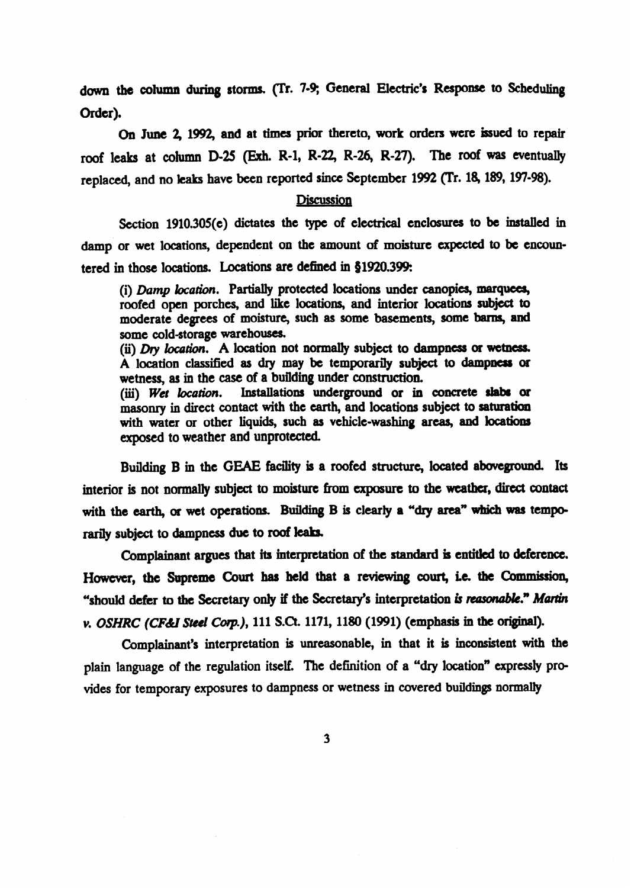down the column during storms. (Tr. 7-9; General Electric's Response to Scheduling Order).

On June 2, 1992, and at times prior thereto, work orders were issued to repair roof leaks at column D-25 (Exh. R-1, R-22, R-26, R-27). The roof was eventually replaced, and no leaks have been reported since September 1992 (Tr. 18, 189, 197-98).

## Discussion

Section 1910.305(e) dictates the type of electrical enclosures to be installed in damp or wet locations, dependent on the amount of moisture expected to be encountered in those locations. Locations are defined in §1920.399:

> (i) *Damp location*. Partially protected locations under canopies, marquees, roofed open porches, and like locations, and interior locations subject to moderate degrees of moisture, such as some basements, some barns, and some cold-storage warehouses.
>
> (ii) *Dry location*. A location not normally subject to dampness or wetness. A location classified as dry may be temporarily subject to dampness or wetness, as in the case of a building under construction.
>
> (iii) *Wet location*. Installations underground or in concrete slabs or masonry in direct contact with the earth, and locations subject to saturation with water or other liquids, such as vehicle-washing areas, and locations exposed to weather and unprotected.

Building B in the GEAE facility is a roofed structure, located aboveground. Its interior is not normally subject to moisture from exposure to the weather, direct contact with the earth, or wet operations. Building B is clearly a "dry area" which was temporarily subject to dampness due to roof leaks.

Complainant argues that its interpretation of the standard is entitled to deference. However, the Supreme Court has held that a reviewing court, i.e. the Commission, "should defer to the Secretary only if the Secretary's interpretation *is reasonable*." *Martin v. OSHRC (CF&I Steel Corp.)*, 111 S.Ct. 1171, 1180 (1991) (emphasis in the original).

Complainant's interpretation is unreasonable, in that it is inconsistent with the plain language of the regulation itself. The definition of a "dry location" expressly provides for temporary exposures to dampness or wetness in covered buildings normally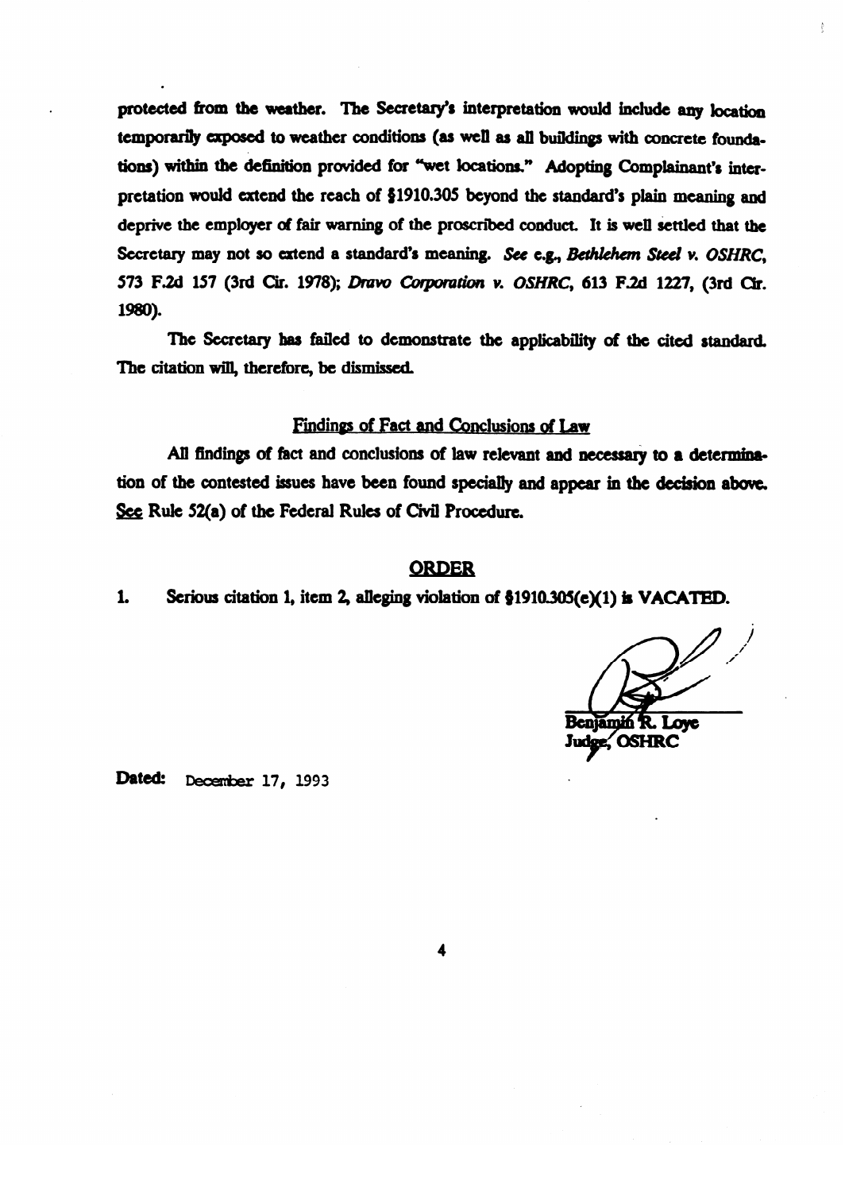protected from the weather. The Secretary's interpretation would include any location temporarily exposed to weather conditions (as well as all buildings with concrete foundations) within the definition provided for "wet locations." Adopting Complainant's interpretation would extend the reach of §1910.305 beyond the standard's plain meaning and deprive the employer of fair warning of the proscribed conduct. It is well settled that the Secretary may not so extend a standard's meaning. *See* e.g., *Bethlehem Steel v. OSHRC*, 573 F.2d 157 (3rd Cir. 1978); *Dravo Corporation v. OSHRC*, 613 F.2d 1227, (3rd Cir. 1980).

The Secretary has failed to demonstrate the applicability of the cited standard. The citation will, therefore, be dismissed.

## Findings of Fact and Conclusions of Law

All findings of fact and conclusions of law relevant and necessary to a determination of the contested issues have been found specially and appear in the decision above. See Rule 52(a) of the Federal Rules of Civil Procedure.

## ORDER

1. Serious citation 1, item 2, alleging violation of §1910.305(e)(1) is **VACATED.**

Benjamin R. Loye
Judge, OSHRC

**Dated:** December 17, 1993